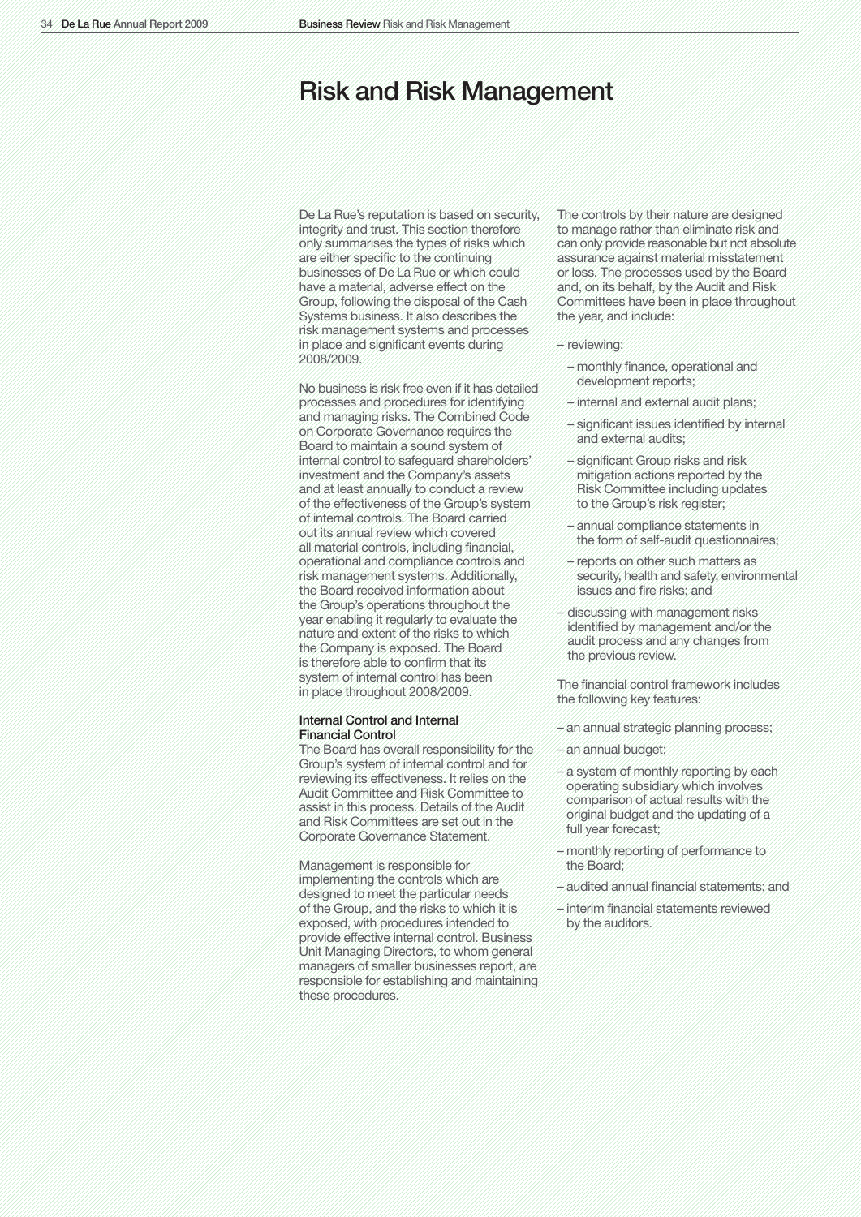# Risk and Risk Management

De La Rue's reputation is based on security, integrity and trust. This section therefore only summarises the types of risks which are either specific to the continuing businesses of De La Rue or which could have a material, adverse effect on the Group, following the disposal of the Cash Systems business. It also describes the risk management systems and processes in place and significant events during 2008/2009.

No business is risk free even if it has detailed processes and procedures for identifying and managing risks. The Combined Code on Corporate Governance requires the Board to maintain a sound system of internal control to safeguard shareholders' investment and the Company's assets and at least annually to conduct a review of the effectiveness of the Group's system of internal controls. The Board carried out its annual review which covered all material controls, including financial, operational and compliance controls and risk management systems. Additionally, the Board received information about the Group's operations throughout the year enabling it regularly to evaluate the nature and extent of the risks to which the Company is exposed. The Board is therefore able to confirm that its system of internal control has been in place throughout 2008/2009.

### Internal Control and Internal Financial Control

The Board has overall responsibility for the Group's system of internal control and for reviewing its effectiveness. It relies on the Audit Committee and Risk Committee to assist in this process. Details of the Audit and Risk Committees are set out in the Corporate Governance Statement.

Management is responsible for implementing the controls which are designed to meet the particular needs of the Group, and the risks to which it is exposed, with procedures intended to provide effective internal control. Business Unit Managing Directors, to whom general managers of smaller businesses report, are responsible for establishing and maintaining these procedures.

The controls by their nature are designed to manage rather than eliminate risk and can only provide reasonable but not absolute assurance against material misstatement or loss. The processes used by the Board and, on its behalf, by the Audit and Risk Committees have been in place throughout the year, and include:

- reviewing:
  - monthly finance, operational and development reports;
  - internal and external audit plans;
  - significant issues identified by internal and external audits;
  - significant Group risks and risk mitigation actions reported by the Risk Committee including updates to the Group's risk register;
  - annual compliance statements in the form of self-audit questionnaires;
  - reports on other such matters as security, health and safety, environmental issues and fire risks; and
- discussing with management risks identified by management and/or the audit process and any changes from the previous review.

The financial control framework includes the following key features:

- an annual strategic planning process;
- an annual budget;
- a system of monthly reporting by each operating subsidiary which involves comparison of actual results with the original budget and the updating of a full year forecast;
- monthly reporting of performance to the Board;
- audited annual financial statements; and
- interim financial statements reviewed by the auditors.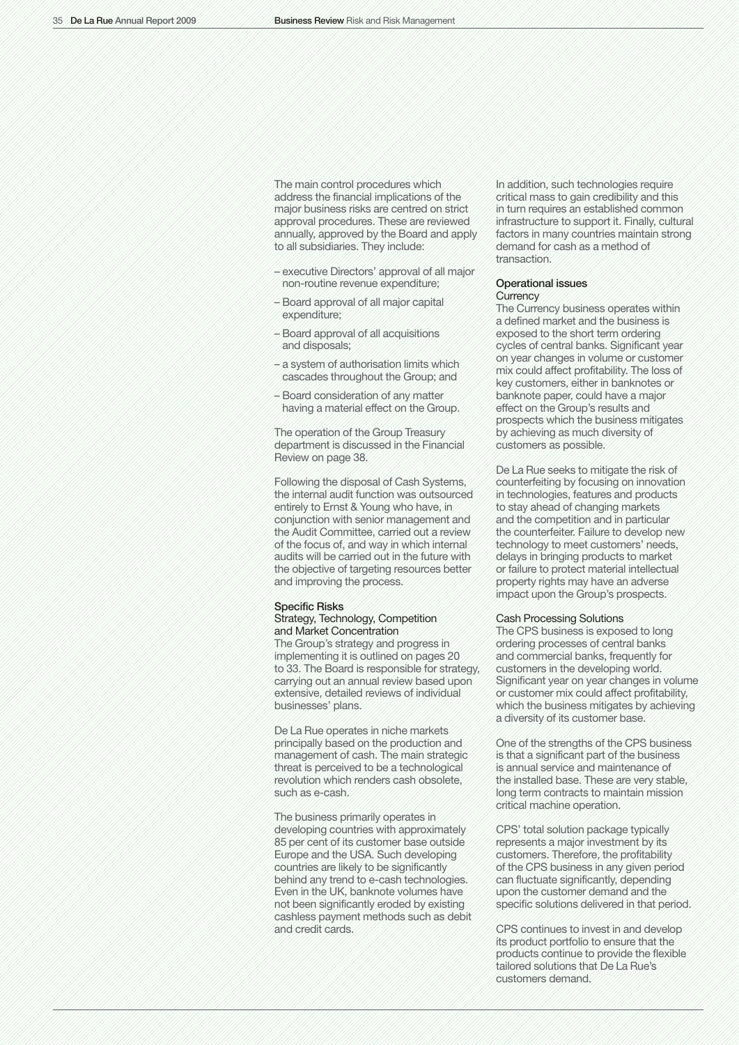The main control procedures which address the financial implications of the major business risks are centred on strict approval procedures. These are reviewed annually, approved by the Board and apply to all subsidiaries. They include:

- executive Directors' approval of all major non-routine revenue expenditure;
- Board approval of all major capital expenditure;
- Board approval of all acquisitions and disposals;
- a system of authorisation limits which cascades throughout the Group; and
- Board consideration of any matter having a material effect on the Group.

The operation of the Group Treasury department is discussed in the Financial Review on page 38.

Following the disposal of Cash Systems, the internal audit function was outsourced entirely to Ernst & Young who have, in conjunction with senior management and the Audit Committee, carried out a review of the focus of, and way in which internal audits will be carried out in the future with the objective of targeting resources better and improving the process.

## Specific Risks

### Strategy, Technology, Competition and Market Concentration

The Group's strategy and progress in implementing it is outlined on pages 20 to 33. The Board is responsible for strategy, carrying out an annual review based upon extensive, detailed reviews of individual businesses' plans.

De La Rue operates in niche markets principally based on the production and management of cash. The main strategic threat is perceived to be a technological revolution which renders cash obsolete, such as e-cash.

The business primarily operates in developing countries with approximately 85 per cent of its customer base outside Europe and the USA. Such developing countries are likely to be significantly behind any trend to e-cash technologies. Even in the UK, banknote volumes have not been significantly eroded by existing cashless payment methods such as debit and credit cards.

In addition, such technologies require critical mass to gain credibility and this in turn requires an established common infrastructure to support it. Finally, cultural factors in many countries maintain strong demand for cash as a method of transaction.

## Operational issues

### Currency

The Currency business operates within a defined market and the business is exposed to the short term ordering cycles of central banks. Significant year on year changes in volume or customer mix could affect profitability. The loss of key customers, either in banknotes or banknote paper, could have a major effect on the Group's results and prospects which the business mitigates by achieving as much diversity of customers as possible.

De La Rue seeks to mitigate the risk of counterfeiting by focusing on innovation in technologies, features and products to stay ahead of changing markets and the competition and in particular the counterfeiter. Failure to develop new technology to meet customers' needs, delays in bringing products to market or failure to protect material intellectual property rights may have an adverse impact upon the Group's prospects.

### Cash Processing Solutions

The CPS business is exposed to long ordering processes of central banks and commercial banks, frequently for customers in the developing world. Significant year on year changes in volume or customer mix could affect profitability, which the business mitigates by achieving a diversity of its customer base.

One of the strengths of the CPS business is that a significant part of the business is annual service and maintenance of the installed base. These are very stable, long term contracts to maintain mission critical machine operation.

CPS' total solution package typically represents a major investment by its customers. Therefore, the profitability of the CPS business in any given period can fluctuate significantly, depending upon the customer demand and the specific solutions delivered in that period.

CPS continues to invest in and develop its product portfolio to ensure that the products continue to provide the flexible tailored solutions that De La Rue's customers demand.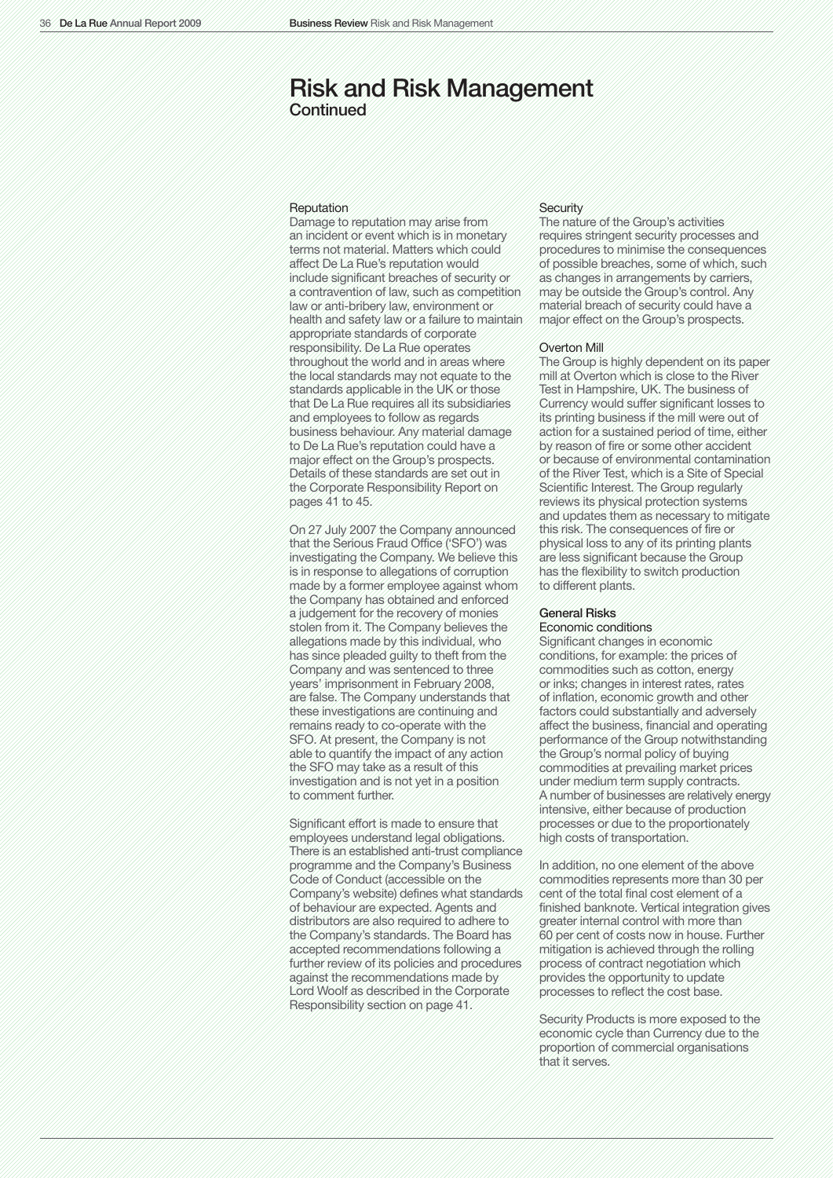# Risk and Risk Management
Continued

### Reputation

Damage to reputation may arise from an incident or event which is in monetary terms not material. Matters which could affect De La Rue's reputation would include significant breaches of security or a contravention of law, such as competition law or anti-bribery law, environment or health and safety law or a failure to maintain appropriate standards of corporate responsibility. De La Rue operates throughout the world and in areas where the local standards may not equate to the standards applicable in the UK or those that De La Rue requires all its subsidiaries and employees to follow as regards business behaviour. Any material damage to De La Rue's reputation could have a major effect on the Group's prospects. Details of these standards are set out in the Corporate Responsibility Report on pages 41 to 45.

On 27 July 2007 the Company announced that the Serious Fraud Office ('SFO') was investigating the Company. We believe this is in response to allegations of corruption made by a former employee against whom the Company has obtained and enforced a judgement for the recovery of monies stolen from it. The Company believes the allegations made by this individual, who has since pleaded guilty to theft from the Company and was sentenced to three years' imprisonment in February 2008, are false. The Company understands that these investigations are continuing and remains ready to co-operate with the SFO. At present, the Company is not able to quantify the impact of any action the SFO may take as a result of this investigation and is not yet in a position to comment further.

Significant effort is made to ensure that employees understand legal obligations. There is an established anti-trust compliance programme and the Company's Business Code of Conduct (accessible on the Company's website) defines what standards of behaviour are expected. Agents and distributors are also required to adhere to the Company's standards. The Board has accepted recommendations following a further review of its policies and procedures against the recommendations made by Lord Woolf as described in the Corporate Responsibility section on page 41.

### Security

The nature of the Group's activities requires stringent security processes and procedures to minimise the consequences of possible breaches, some of which, such as changes in arrangements by carriers, may be outside the Group's control. Any material breach of security could have a major effect on the Group's prospects.

### Overton Mill

The Group is highly dependent on its paper mill at Overton which is close to the River Test in Hampshire, UK. The business of Currency would suffer significant losses to its printing business if the mill were out of action for a sustained period of time, either by reason of fire or some other accident or because of environmental contamination of the River Test, which is a Site of Special Scientific Interest. The Group regularly reviews its physical protection systems and updates them as necessary to mitigate this risk. The consequences of fire or physical loss to any of its printing plants are less significant because the Group has the flexibility to switch production to different plants.

## General Risks

### Economic conditions

Significant changes in economic conditions, for example: the prices of commodities such as cotton, energy or inks; changes in interest rates, rates of inflation, economic growth and other factors could substantially and adversely affect the business, financial and operating performance of the Group notwithstanding the Group's normal policy of buying commodities at prevailing market prices under medium term supply contracts. A number of businesses are relatively energy intensive, either because of production processes or due to the proportionately high costs of transportation.

In addition, no one element of the above commodities represents more than 30 per cent of the total final cost element of a finished banknote. Vertical integration gives greater internal control with more than 60 per cent of costs now in house. Further mitigation is achieved through the rolling process of contract negotiation which provides the opportunity to update processes to reflect the cost base.

Security Products is more exposed to the economic cycle than Currency due to the proportion of commercial organisations that it serves.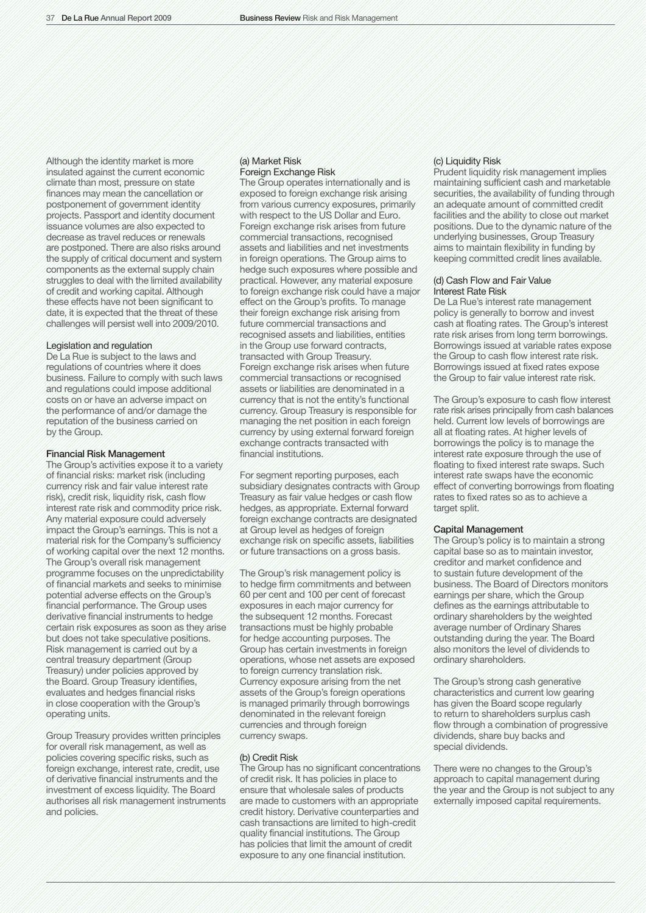Although the identity market is more insulated against the current economic climate than most, pressure on state finances may mean the cancellation or postponement of government identity projects. Passport and identity document issuance volumes are also expected to decrease as travel reduces or renewals are postponed. There are also risks around the supply of critical document and system components as the external supply chain struggles to deal with the limited availability of credit and working capital. Although these effects have not been significant to date, it is expected that the threat of these challenges will persist well into 2009/2010.

### Legislation and regulation

De La Rue is subject to the laws and regulations of countries where it does business. Failure to comply with such laws and regulations could impose additional costs on or have an adverse impact on the performance of and/or damage the reputation of the business carried on by the Group.

### Financial Risk Management

The Group's activities expose it to a variety of financial risks: market risk (including currency risk and fair value interest rate risk), credit risk, liquidity risk, cash flow interest rate risk and commodity price risk. Any material exposure could adversely impact the Group's earnings. This is not a material risk for the Company's sufficiency of working capital over the next 12 months. The Group's overall risk management programme focuses on the unpredictability of financial markets and seeks to minimise potential adverse effects on the Group's financial performance. The Group uses derivative financial instruments to hedge certain risk exposures as soon as they arise but does not take speculative positions. Risk management is carried out by a central treasury department (Group Treasury) under policies approved by the Board. Group Treasury identifies, evaluates and hedges financial risks in close cooperation with the Group's operating units.

Group Treasury provides written principles for overall risk management, as well as policies covering specific risks, such as foreign exchange, interest rate, credit, use of derivative financial instruments and the investment of excess liquidity. The Board authorises all risk management instruments and policies.

#### (a) Market Risk

Foreign Exchange Risk

The Group operates internationally and is exposed to foreign exchange risk arising from various currency exposures, primarily with respect to the US Dollar and Euro. Foreign exchange risk arises from future commercial transactions, recognised assets and liabilities and net investments in foreign operations. The Group aims to hedge such exposures where possible and practical. However, any material exposure to foreign exchange risk could have a major effect on the Group's profits. To manage their foreign exchange risk arising from future commercial transactions and recognised assets and liabilities, entities in the Group use forward contracts, transacted with Group Treasury. Foreign exchange risk arises when future commercial transactions or recognised assets or liabilities are denominated in a currency that is not the entity's functional currency. Group Treasury is responsible for managing the net position in each foreign currency by using external forward foreign exchange contracts transacted with financial institutions.

For segment reporting purposes, each subsidiary designates contracts with Group Treasury as fair value hedges or cash flow hedges, as appropriate. External forward foreign exchange contracts are designated at Group level as hedges of foreign exchange risk on specific assets, liabilities or future transactions on a gross basis.

The Group's risk management policy is to hedge firm commitments and between 60 per cent and 100 per cent of forecast exposures in each major currency for the subsequent 12 months. Forecast transactions must be highly probable for hedge accounting purposes. The Group has certain investments in foreign operations, whose net assets are exposed to foreign currency translation risk. Currency exposure arising from the net assets of the Group's foreign operations is managed primarily through borrowings denominated in the relevant foreign currencies and through foreign currency swaps.

#### (b) Credit Risk

The Group has no significant concentrations of credit risk. It has policies in place to ensure that wholesale sales of products are made to customers with an appropriate credit history. Derivative counterparties and cash transactions are limited to high-credit quality financial institutions. The Group has policies that limit the amount of credit exposure to any one financial institution.

#### (c) Liquidity Risk

Prudent liquidity risk management implies maintaining sufficient cash and marketable securities, the availability of funding through an adequate amount of committed credit facilities and the ability to close out market positions. Due to the dynamic nature of the underlying businesses, Group Treasury aims to maintain flexibility in funding by keeping committed credit lines available.

#### (d) Cash Flow and Fair Value Interest Rate Risk

De La Rue's interest rate management policy is generally to borrow and invest cash at floating rates. The Group's interest rate risk arises from long term borrowings. Borrowings issued at variable rates expose the Group to cash flow interest rate risk. Borrowings issued at fixed rates expose the Group to fair value interest rate risk.

The Group's exposure to cash flow interest rate risk arises principally from cash balances held. Current low levels of borrowings are all at floating rates. At higher levels of borrowings the policy is to manage the interest rate exposure through the use of floating to fixed interest rate swaps. Such interest rate swaps have the economic effect of converting borrowings from floating rates to fixed rates so as to achieve a target split.

### Capital Management

The Group's policy is to maintain a strong capital base so as to maintain investor, creditor and market confidence and to sustain future development of the business. The Board of Directors monitors earnings per share, which the Group defines as the earnings attributable to ordinary shareholders by the weighted average number of Ordinary Shares outstanding during the year. The Board also monitors the level of dividends to ordinary shareholders.

The Group's strong cash generative characteristics and current low gearing has given the Board scope regularly to return to shareholders surplus cash flow through a combination of progressive dividends, share buy backs and special dividends.

There were no changes to the Group's approach to capital management during the year and the Group is not subject to any externally imposed capital requirements.